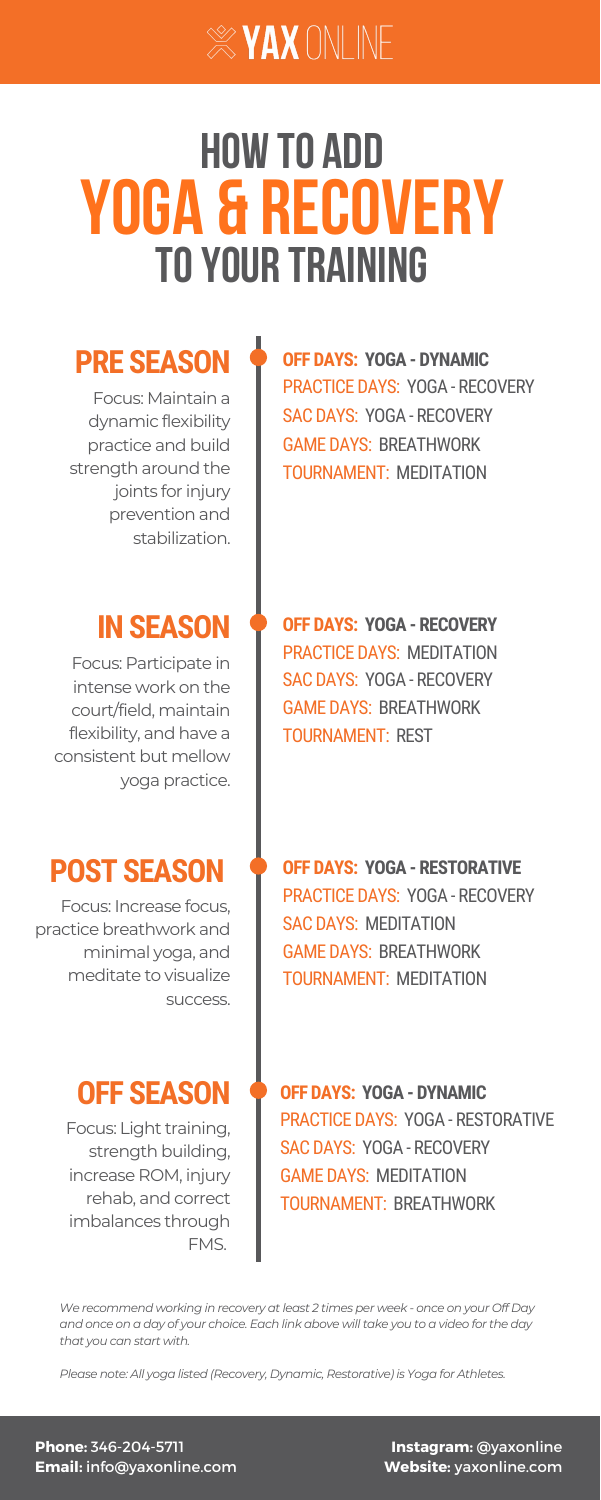YAX ONLINE

# HOW TO ADD YOGA & RECOVERY TO YOUR TRAINING

## PRE SEASON

Focus: Maintain a dynamic flexibility practice and build strength around the joints for injury prevention and stabilization.

- **OFF DAYS: YOGA - DYNAMIC**
- PRACTICE DAYS: YOGA - RECOVERY
- SAC DAYS: YOGA - RECOVERY
- GAME DAYS: BREATHWORK
- TOURNAMENT: MEDITATION

## IN SEASON

Focus: Participate in intense work on the court/field, maintain flexibility, and have a consistent but mellow yoga practice.

- **OFF DAYS: YOGA - RECOVERY**
- PRACTICE DAYS: MEDITATION
- SAC DAYS: YOGA - RECOVERY
- GAME DAYS: BREATHWORK
- TOURNAMENT: REST

## POST SEASON

Focus: Increase focus, practice breathwork and minimal yoga, and meditate to visualize success.

- **OFF DAYS: YOGA - RESTORATIVE**
- PRACTICE DAYS: YOGA - RECOVERY
- SAC DAYS: MEDITATION
- GAME DAYS: BREATHWORK
- TOURNAMENT: MEDITATION

## OFF SEASON

Focus: Light training, strength building, increase ROM, injury rehab, and correct imbalances through FMS.

- **OFF DAYS: YOGA - DYNAMIC**
- PRACTICE DAYS: YOGA - RESTORATIVE
- SAC DAYS: YOGA - RECOVERY
- GAME DAYS: MEDITATION
- TOURNAMENT: BREATHWORK

*We recommend working in recovery at least 2 times per week - once on your Off Day and once on a day of your choice. Each link above will take you to a video for the day that you can start with.*

*Please note: All yoga listed (Recovery, Dynamic, Restorative) is Yoga for Athletes.*

**Phone:** 346-204-5711
**Email:** info@yaxonline.com
**Instagram:** @yaxonline
**Website:** yaxonline.com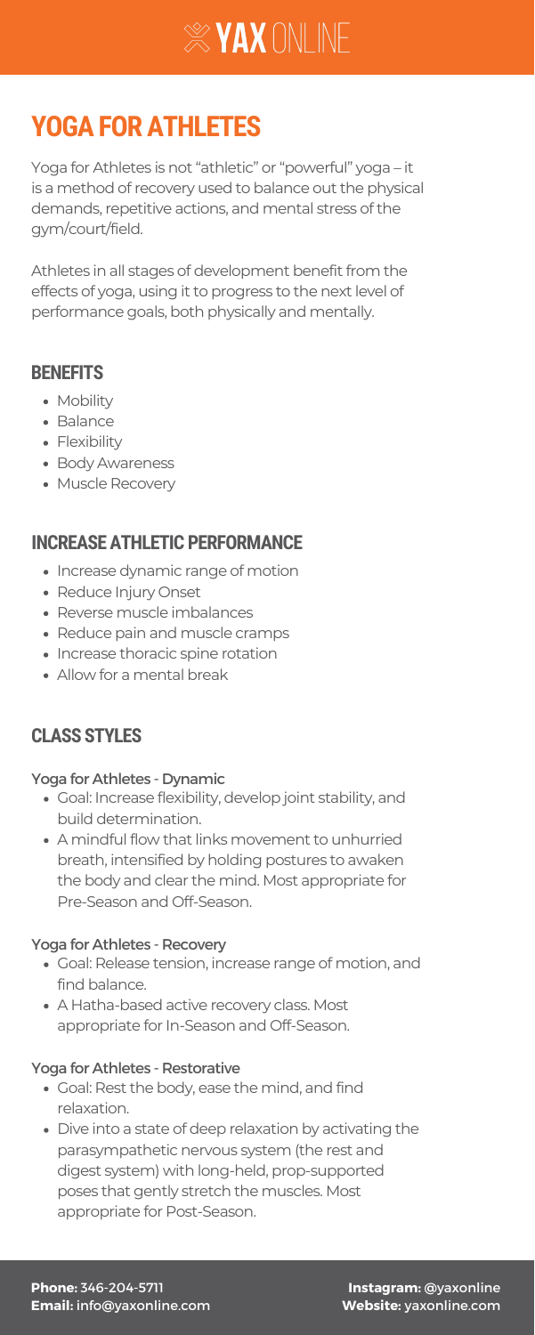# YAX ONLINE

# YOGA FOR ATHLETES

Yoga for Athletes is not "athletic" or "powerful" yoga – it is a method of recovery used to balance out the physical demands, repetitive actions, and mental stress of the gym/court/field.

Athletes in all stages of development benefit from the effects of yoga, using it to progress to the next level of performance goals, both physically and mentally.

## BENEFITS

- Mobility
- Balance
- Flexibility
- Body Awareness
- Muscle Recovery

## INCREASE ATHLETIC PERFORMANCE

- Increase dynamic range of motion
- Reduce Injury Onset
- Reverse muscle imbalances
- Reduce pain and muscle cramps
- Increase thoracic spine rotation
- Allow for a mental break

## CLASS STYLES

### Yoga for Athletes - Dynamic

- Goal: Increase flexibility, develop joint stability, and build determination.
- A mindful flow that links movement to unhurried breath, intensified by holding postures to awaken the body and clear the mind. Most appropriate for Pre-Season and Off-Season.

### Yoga for Athletes - Recovery

- Goal: Release tension, increase range of motion, and find balance.
- A Hatha-based active recovery class. Most appropriate for In-Season and Off-Season.

### Yoga for Athletes - Restorative

- Goal: Rest the body, ease the mind, and find relaxation.
- Dive into a state of deep relaxation by activating the parasympathetic nervous system (the rest and digest system) with long-held, prop-supported poses that gently stretch the muscles. Most appropriate for Post-Season.

**Phone:** 346-204-5711
**Email:** info@yaxonline.com
**Instagram:** @yaxonline
**Website:** yaxonline.com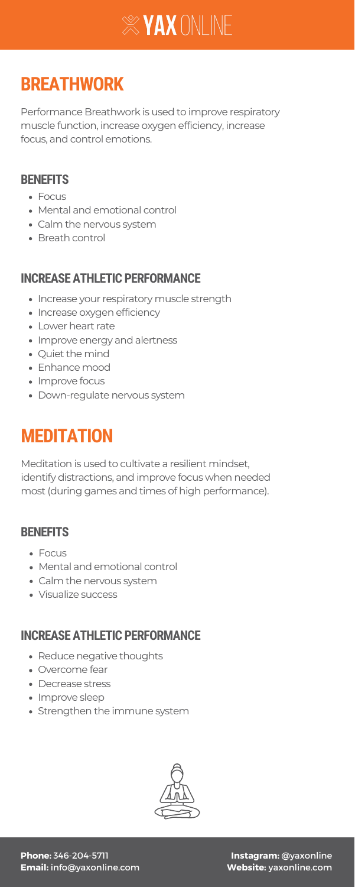YAX ONLINE

# BREATHWORK

Performance Breathwork is used to improve respiratory muscle function, increase oxygen efficiency, increase focus, and control emotions.

## BENEFITS

- Focus
- Mental and emotional control
- Calm the nervous system
- Breath control

## INCREASE ATHLETIC PERFORMANCE

- Increase your respiratory muscle strength
- Increase oxygen efficiency
- Lower heart rate
- Improve energy and alertness
- Quiet the mind
- Enhance mood
- Improve focus
- Down-regulate nervous system

# MEDITATION

Meditation is used to cultivate a resilient mindset, identify distractions, and improve focus when needed most (during games and times of high performance).

## BENEFITS

- Focus
- Mental and emotional control
- Calm the nervous system
- Visualize success

## INCREASE ATHLETIC PERFORMANCE

- Reduce negative thoughts
- Overcome fear
- Decrease stress
- Improve sleep
- Strengthen the immune system

**Phone:** 346-204-5711
**Email:** info@yaxonline.com
**Instagram:** @yaxonline
**Website:** yaxonline.com